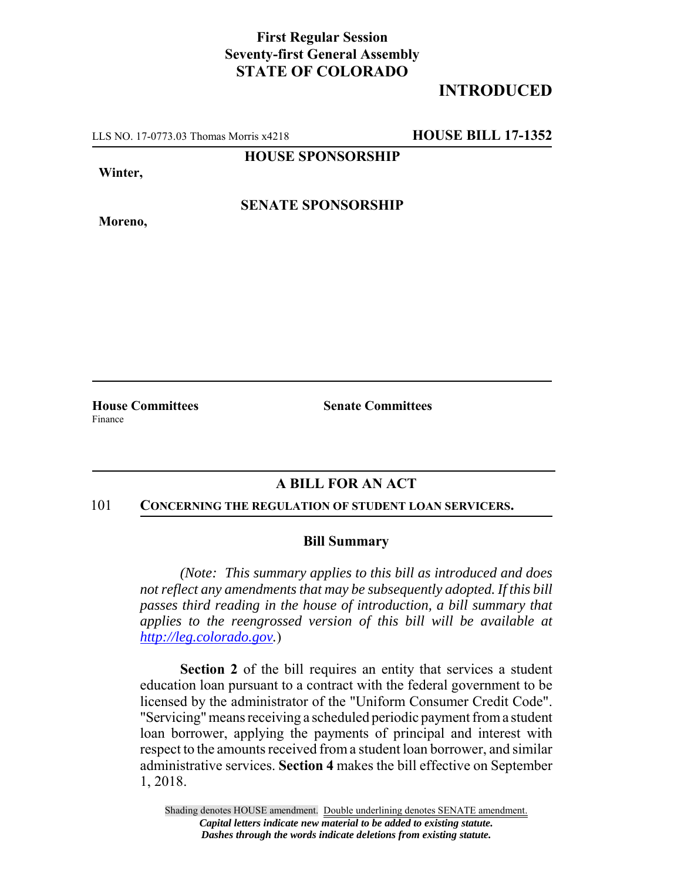**First Regular Session**
**Seventy-first General Assembly**
**STATE OF COLORADO**

**INTRODUCED**

LLS NO. 17-0773.03 Thomas Morris x4218 **HOUSE BILL 17-1352**

**HOUSE SPONSORSHIP**

**Winter,**

**SENATE SPONSORSHIP**

**Moreno,**

**House Committees**
Finance

**Senate Committees**

## A BILL FOR AN ACT

101 **CONCERNING THE REGULATION OF STUDENT LOAN SERVICERS.**

### Bill Summary

*(Note: This summary applies to this bill as introduced and does not reflect any amendments that may be subsequently adopted. If this bill passes third reading in the house of introduction, a bill summary that applies to the reengrossed version of this bill will be available at http://leg.colorado.gov.)*

**Section 2** of the bill requires an entity that services a student education loan pursuant to a contract with the federal government to be licensed by the administrator of the "Uniform Consumer Credit Code". "Servicing" means receiving a scheduled periodic payment from a student loan borrower, applying the payments of principal and interest with respect to the amounts received from a student loan borrower, and similar administrative services. **Section 4** makes the bill effective on September 1, 2018.

Shading denotes HOUSE amendment. Double underlining denotes SENATE amendment.
*Capital letters indicate new material to be added to existing statute.*
*Dashes through the words indicate deletions from existing statute.*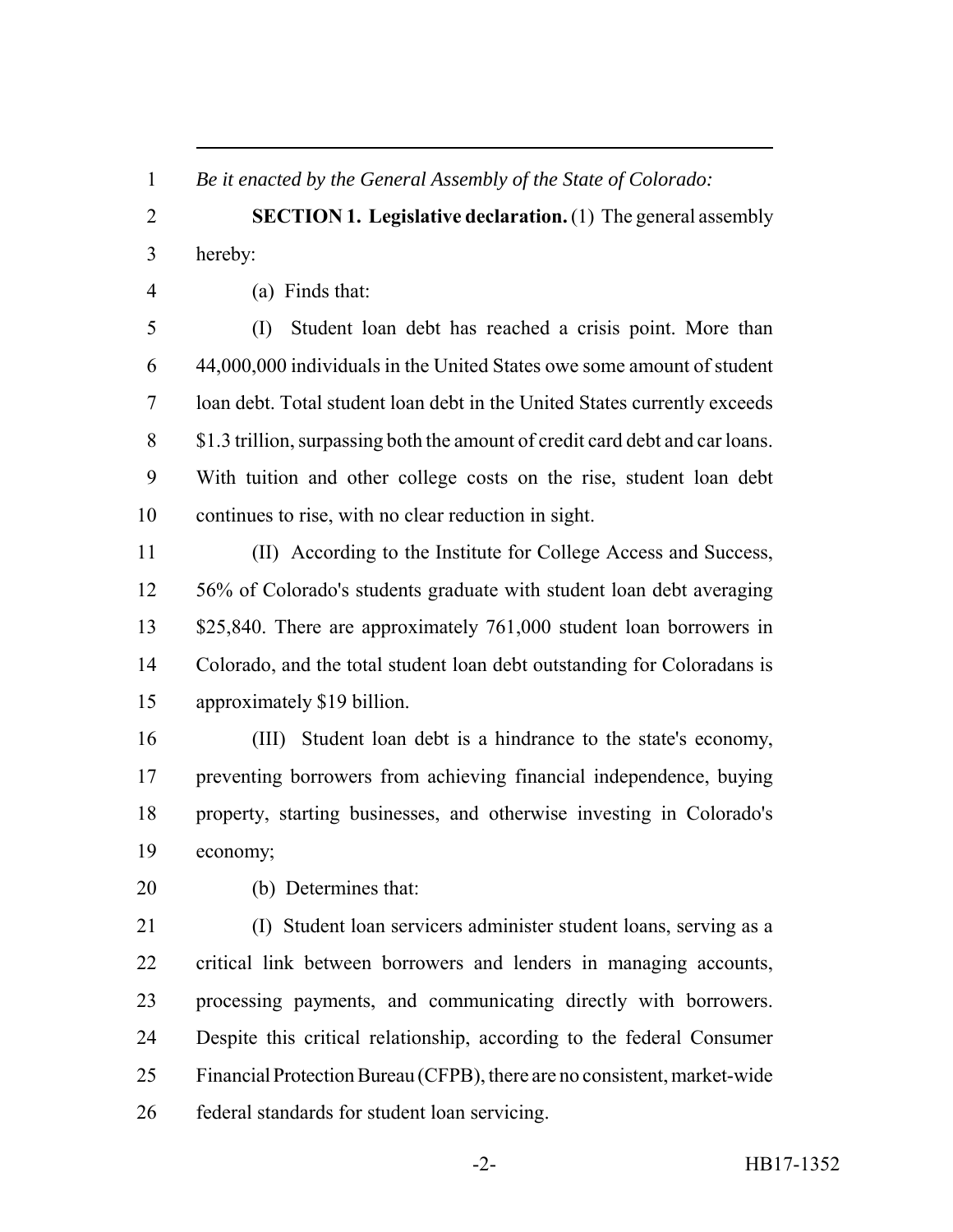*Be it enacted by the General Assembly of the State of Colorado:*

**SECTION 1. Legislative declaration.** (1) The general assembly hereby:

(a) Finds that:

(I) Student loan debt has reached a crisis point. More than 44,000,000 individuals in the United States owe some amount of student loan debt. Total student loan debt in the United States currently exceeds $1.3 trillion, surpassing both the amount of credit card debt and car loans. With tuition and other college costs on the rise, student loan debt continues to rise, with no clear reduction in sight.

(II) According to the Institute for College Access and Success, 56% of Colorado's students graduate with student loan debt averaging $25,840. There are approximately 761,000 student loan borrowers in Colorado, and the total student loan debt outstanding for Coloradans is approximately $19 billion.

(III) Student loan debt is a hindrance to the state's economy, preventing borrowers from achieving financial independence, buying property, starting businesses, and otherwise investing in Colorado's economy;

(b) Determines that:

(I) Student loan servicers administer student loans, serving as a critical link between borrowers and lenders in managing accounts, processing payments, and communicating directly with borrowers. Despite this critical relationship, according to the federal Consumer Financial Protection Bureau (CFPB), there are no consistent, market-wide federal standards for student loan servicing.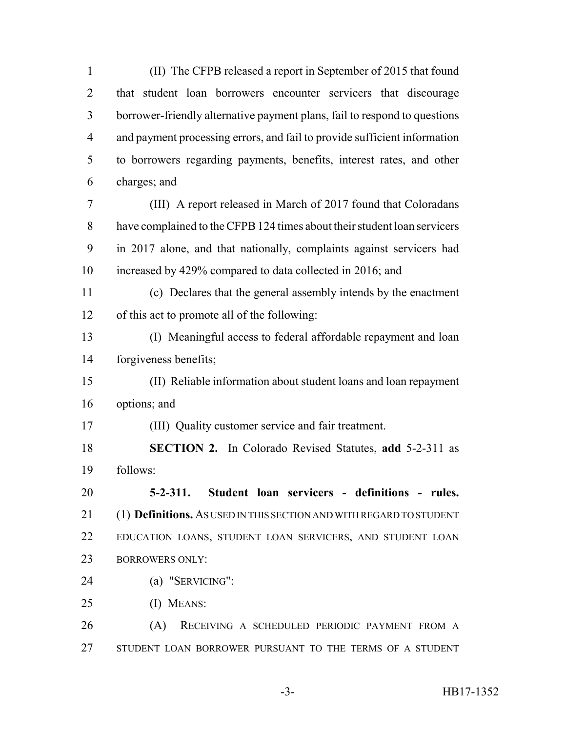(II) The CFPB released a report in September of 2015 that found that student loan borrowers encounter servicers that discourage borrower-friendly alternative payment plans, fail to respond to questions and payment processing errors, and fail to provide sufficient information to borrowers regarding payments, benefits, interest rates, and other charges; and

(III) A report released in March of 2017 found that Coloradans have complained to the CFPB 124 times about their student loan servicers in 2017 alone, and that nationally, complaints against servicers had increased by 429% compared to data collected in 2016; and

(c) Declares that the general assembly intends by the enactment of this act to promote all of the following:

(I) Meaningful access to federal affordable repayment and loan forgiveness benefits;

(II) Reliable information about student loans and loan repayment options; and

(III) Quality customer service and fair treatment.

**SECTION 2.** In Colorado Revised Statutes, **add** 5-2-311 as follows:

**5-2-311. Student loan servicers - definitions - rules.** (1) **Definitions.** AS USED IN THIS SECTION AND WITH REGARD TO STUDENT EDUCATION LOANS, STUDENT LOAN SERVICERS, AND STUDENT LOAN BORROWERS ONLY:

(a) "SERVICING":

(I) MEANS:

(A) RECEIVING A SCHEDULED PERIODIC PAYMENT FROM A STUDENT LOAN BORROWER PURSUANT TO THE TERMS OF A STUDENT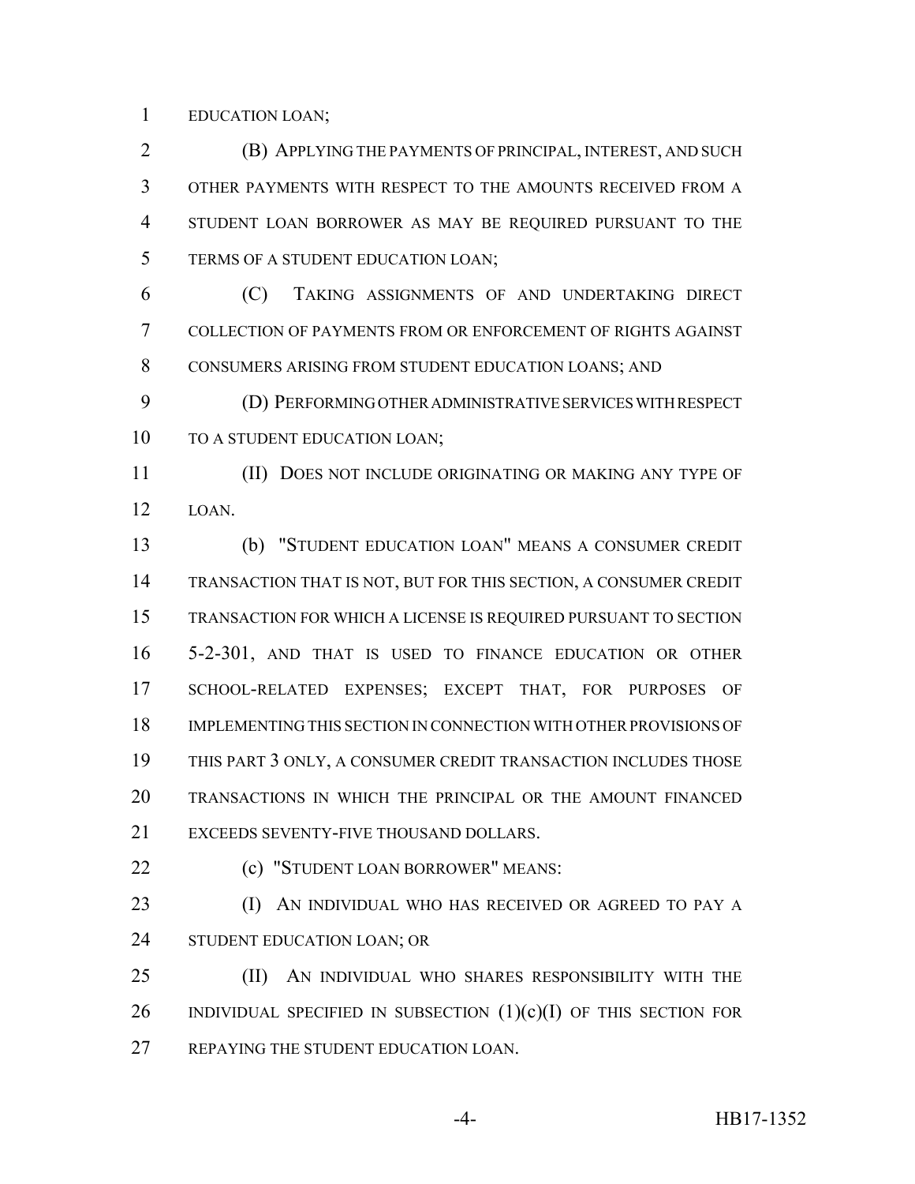EDUCATION LOAN;

(B) APPLYING THE PAYMENTS OF PRINCIPAL, INTEREST, AND SUCH OTHER PAYMENTS WITH RESPECT TO THE AMOUNTS RECEIVED FROM A STUDENT LOAN BORROWER AS MAY BE REQUIRED PURSUANT TO THE TERMS OF A STUDENT EDUCATION LOAN;

(C) TAKING ASSIGNMENTS OF AND UNDERTAKING DIRECT COLLECTION OF PAYMENTS FROM OR ENFORCEMENT OF RIGHTS AGAINST CONSUMERS ARISING FROM STUDENT EDUCATION LOANS; AND

(D) PERFORMING OTHER ADMINISTRATIVE SERVICES WITH RESPECT TO A STUDENT EDUCATION LOAN;

(II) DOES NOT INCLUDE ORIGINATING OR MAKING ANY TYPE OF LOAN.

(b) "STUDENT EDUCATION LOAN" MEANS A CONSUMER CREDIT TRANSACTION THAT IS NOT, BUT FOR THIS SECTION, A CONSUMER CREDIT TRANSACTION FOR WHICH A LICENSE IS REQUIRED PURSUANT TO SECTION 5-2-301, AND THAT IS USED TO FINANCE EDUCATION OR OTHER SCHOOL-RELATED EXPENSES; EXCEPT THAT, FOR PURPOSES OF IMPLEMENTING THIS SECTION IN CONNECTION WITH OTHER PROVISIONS OF THIS PART 3 ONLY, A CONSUMER CREDIT TRANSACTION INCLUDES THOSE TRANSACTIONS IN WHICH THE PRINCIPAL OR THE AMOUNT FINANCED EXCEEDS SEVENTY-FIVE THOUSAND DOLLARS.

(c) "STUDENT LOAN BORROWER" MEANS:

(I) AN INDIVIDUAL WHO HAS RECEIVED OR AGREED TO PAY A STUDENT EDUCATION LOAN; OR

(II) AN INDIVIDUAL WHO SHARES RESPONSIBILITY WITH THE INDIVIDUAL SPECIFIED IN SUBSECTION (1)(c)(I) OF THIS SECTION FOR REPAYING THE STUDENT EDUCATION LOAN.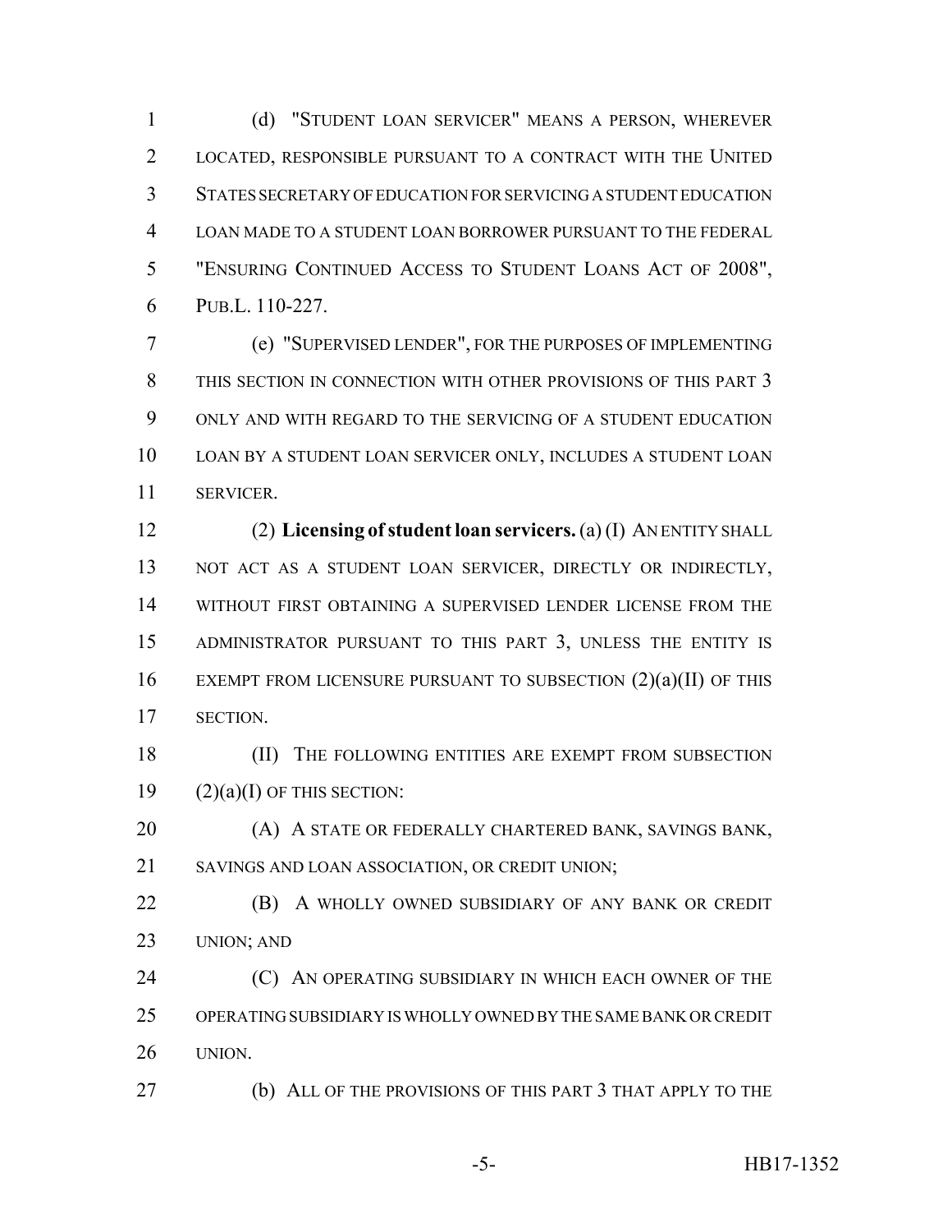(d) "STUDENT LOAN SERVICER" MEANS A PERSON, WHEREVER LOCATED, RESPONSIBLE PURSUANT TO A CONTRACT WITH THE UNITED STATES SECRETARY OF EDUCATION FOR SERVICING A STUDENT EDUCATION LOAN MADE TO A STUDENT LOAN BORROWER PURSUANT TO THE FEDERAL "ENSURING CONTINUED ACCESS TO STUDENT LOANS ACT OF 2008", PUB.L. 110-227.

(e) "SUPERVISED LENDER", FOR THE PURPOSES OF IMPLEMENTING THIS SECTION IN CONNECTION WITH OTHER PROVISIONS OF THIS PART 3 ONLY AND WITH REGARD TO THE SERVICING OF A STUDENT EDUCATION LOAN BY A STUDENT LOAN SERVICER ONLY, INCLUDES A STUDENT LOAN SERVICER.

(2) **Licensing of student loan servicers.** (a) (I) AN ENTITY SHALL NOT ACT AS A STUDENT LOAN SERVICER, DIRECTLY OR INDIRECTLY, WITHOUT FIRST OBTAINING A SUPERVISED LENDER LICENSE FROM THE ADMINISTRATOR PURSUANT TO THIS PART 3, UNLESS THE ENTITY IS EXEMPT FROM LICENSURE PURSUANT TO SUBSECTION (2)(a)(II) OF THIS SECTION.

(II) THE FOLLOWING ENTITIES ARE EXEMPT FROM SUBSECTION (2)(a)(I) OF THIS SECTION:

(A) A STATE OR FEDERALLY CHARTERED BANK, SAVINGS BANK, SAVINGS AND LOAN ASSOCIATION, OR CREDIT UNION;

(B) A WHOLLY OWNED SUBSIDIARY OF ANY BANK OR CREDIT UNION; AND

(C) AN OPERATING SUBSIDIARY IN WHICH EACH OWNER OF THE OPERATING SUBSIDIARY IS WHOLLY OWNED BY THE SAME BANK OR CREDIT UNION.

(b) ALL OF THE PROVISIONS OF THIS PART 3 THAT APPLY TO THE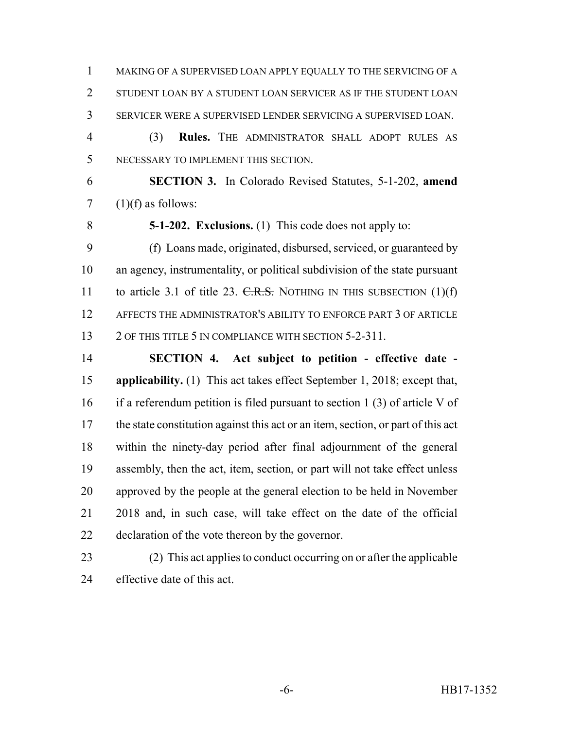MAKING OF A SUPERVISED LOAN APPLY EQUALLY TO THE SERVICING OF A STUDENT LOAN BY A STUDENT LOAN SERVICER AS IF THE STUDENT LOAN SERVICER WERE A SUPERVISED LENDER SERVICING A SUPERVISED LOAN.

(3) **Rules.** THE ADMINISTRATOR SHALL ADOPT RULES AS NECESSARY TO IMPLEMENT THIS SECTION.

**SECTION 3.** In Colorado Revised Statutes, 5-1-202, **amend** (1)(f) as follows:

**5-1-202. Exclusions.** (1) This code does not apply to:

(f) Loans made, originated, disbursed, serviced, or guaranteed by an agency, instrumentality, or political subdivision of the state pursuant to article 3.1 of title 23. ~~C.R.S.~~ NOTHING IN THIS SUBSECTION (1)(f) AFFECTS THE ADMINISTRATOR'S ABILITY TO ENFORCE PART 3 OF ARTICLE 2 OF THIS TITLE 5 IN COMPLIANCE WITH SECTION 5-2-311.

**SECTION 4. Act subject to petition - effective date - applicability.** (1) This act takes effect September 1, 2018; except that, if a referendum petition is filed pursuant to section 1 (3) of article V of the state constitution against this act or an item, section, or part of this act within the ninety-day period after final adjournment of the general assembly, then the act, item, section, or part will not take effect unless approved by the people at the general election to be held in November 2018 and, in such case, will take effect on the date of the official declaration of the vote thereon by the governor.

(2) This act applies to conduct occurring on or after the applicable effective date of this act.